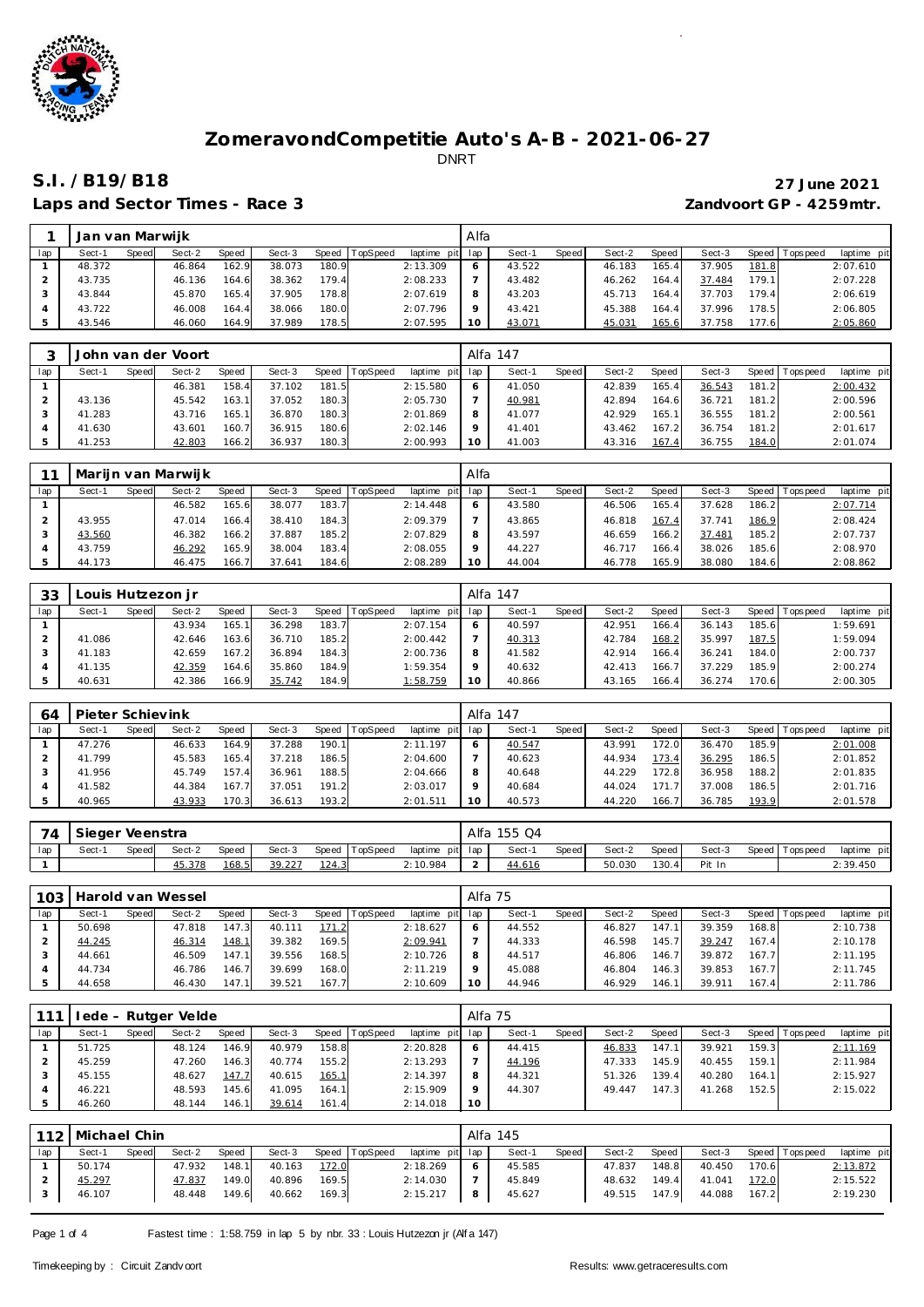# ZomeravondCompetitie Auto's A-B - 2021-06-27

DNRT

## S.I. /B19/B18

**27 June 2021**

**Laps and Sector Times - Race 3**

**Zandvoort GP - 4259mtr.**

| 1 | Jan van Marwijk | | | | | | | | Alfa | | | | | | | | |
|---|---|---|---|---|---|---|---|---|---|---|---|---|---|---|---|---|---|
| lap | Sect-1 | Speed | Sect-2 | Speed | Sect-3 | Speed | TopSpeed | laptime pit | lap | Sect-1 | Speed | Sect-2 | Speed | Sect-3 | Speed | Topspeed | laptime pit |
| 1 | 48.372 | | 46.864 | 162.9 | 38.073 | 180.9 | | 2:13.309 | 6 | 43.522 | | 46.183 | 165.4 | 37.905 | 181.8 | | 2:07.610 |
| 2 | 43.735 | | 46.136 | 164.6 | 38.362 | 179.4 | | 2:08.233 | 7 | 43.482 | | 46.262 | 164.4 | 37.484 | 179.1 | | 2:07.228 |
| 3 | 43.844 | | 45.870 | 165.4 | 37.905 | 178.8 | | 2:07.619 | 8 | 43.203 | | 45.713 | 164.4 | 37.703 | 179.4 | | 2:06.619 |
| 4 | 43.722 | | 46.008 | 164.4 | 38.066 | 180.0 | | 2:07.796 | 9 | 43.421 | | 45.388 | 164.4 | 37.996 | 178.5 | | 2:06.805 |
| 5 | 43.546 | | 46.060 | 164.9 | 37.989 | 178.5 | | 2:07.595 | 10 | 43.071 | | 45.031 | 165.6 | 37.758 | 177.6 | | 2:05.860 |

| 3 | John van der Voort | | | | | | | | Alfa 147 | | | | | | | | |
|---|---|---|---|---|---|---|---|---|---|---|---|---|---|---|---|---|---|
| lap | Sect-1 | Speed | Sect-2 | Speed | Sect-3 | Speed | TopSpeed | laptime pit | lap | Sect-1 | Speed | Sect-2 | Speed | Sect-3 | Speed | Topspeed | laptime pit |
| 1 | | | 46.381 | 158.4 | 37.102 | 181.5 | | 2:15.580 | 6 | 41.050 | | 42.839 | 165.4 | 36.543 | 181.2 | | 2:00.432 |
| 2 | 43.136 | | 45.542 | 163.1 | 37.052 | 180.3 | | 2:05.730 | 7 | 40.981 | | 42.894 | 164.6 | 36.721 | 181.2 | | 2:00.596 |
| 3 | 41.283 | | 43.716 | 165.1 | 36.870 | 180.3 | | 2:01.869 | 8 | 41.077 | | 42.929 | 165.1 | 36.555 | 181.2 | | 2:00.561 |
| 4 | 41.630 | | 43.601 | 160.7 | 36.915 | 180.6 | | 2:02.146 | 9 | 41.401 | | 43.462 | 167.2 | 36.754 | 181.2 | | 2:01.617 |
| 5 | 41.253 | | 42.803 | 166.2 | 36.937 | 180.3 | | 2:00.993 | 10 | 41.003 | | 43.316 | 167.4 | 36.755 | 184.0 | | 2:01.074 |

| 11 | Marijn van Marwijk | | | | | | | | Alfa | | | | | | | | |
|---|---|---|---|---|---|---|---|---|---|---|---|---|---|---|---|---|---|
| lap | Sect-1 | Speed | Sect-2 | Speed | Sect-3 | Speed | TopSpeed | laptime pit | lap | Sect-1 | Speed | Sect-2 | Speed | Sect-3 | Speed | Topspeed | laptime pit |
| 1 | | | 46.582 | 165.6 | 38.077 | 183.7 | | 2:14.448 | 6 | 43.580 | | 46.506 | 165.4 | 37.628 | 186.2 | | 2:07.714 |
| 2 | 43.955 | | 47.014 | 166.4 | 38.410 | 184.3 | | 2:09.379 | 7 | 43.865 | | 46.818 | 167.4 | 37.741 | 186.9 | | 2:08.424 |
| 3 | 43.560 | | 46.382 | 166.2 | 37.887 | 185.2 | | 2:07.829 | 8 | 43.597 | | 46.659 | 166.2 | 37.481 | 185.2 | | 2:07.737 |
| 4 | 43.759 | | 46.292 | 165.9 | 38.004 | 183.4 | | 2:08.055 | 9 | 44.227 | | 46.717 | 166.4 | 38.026 | 185.6 | | 2:08.970 |
| 5 | 44.173 | | 46.475 | 166.7 | 37.641 | 184.6 | | 2:08.289 | 10 | 44.004 | | 46.778 | 165.9 | 38.080 | 184.6 | | 2:08.862 |

| 33 | Louis Hutzezon jr | | | | | | | | Alfa 147 | | | | | | | | |
|---|---|---|---|---|---|---|---|---|---|---|---|---|---|---|---|---|---|
| lap | Sect-1 | Speed | Sect-2 | Speed | Sect-3 | Speed | TopSpeed | laptime pit | lap | Sect-1 | Speed | Sect-2 | Speed | Sect-3 | Speed | Topspeed | laptime pit |
| 1 | | | 43.934 | 165.1 | 36.298 | 183.7 | | 2:07.154 | 6 | 40.597 | | 42.951 | 166.4 | 36.143 | 185.6 | | 1:59.691 |
| 2 | 41.086 | | 42.646 | 163.6 | 36.710 | 185.2 | | 2:00.442 | 7 | 40.313 | | 42.784 | 168.2 | 35.997 | 187.5 | | 1:59.094 |
| 3 | 41.183 | | 42.659 | 167.2 | 36.894 | 184.3 | | 2:00.736 | 8 | 41.582 | | 42.914 | 166.4 | 36.241 | 184.0 | | 2:00.737 |
| 4 | 41.135 | | 42.359 | 164.6 | 35.860 | 184.9 | | 1:59.354 | 9 | 40.632 | | 42.413 | 166.7 | 37.229 | 185.9 | | 2:00.274 |
| 5 | 40.631 | | 42.386 | 166.9 | 35.742 | 184.9 | | 1:58.759 | 10 | 40.866 | | 43.165 | 166.4 | 36.274 | 170.6 | | 2:00.305 |

| 64 | Pieter Schievink | | | | | | | | Alfa 147 | | | | | | | | |
|---|---|---|---|---|---|---|---|---|---|---|---|---|---|---|---|---|---|
| lap | Sect-1 | Speed | Sect-2 | Speed | Sect-3 | Speed | TopSpeed | laptime pit | lap | Sect-1 | Speed | Sect-2 | Speed | Sect-3 | Speed | Topspeed | laptime pit |
| 1 | 47.276 | | 46.633 | 164.9 | 37.288 | 190.1 | | 2:11.197 | 6 | 40.547 | | 43.991 | 172.0 | 36.470 | 185.9 | | 2:01.008 |
| 2 | 41.799 | | 45.583 | 165.4 | 37.218 | 186.5 | | 2:04.600 | 7 | 40.623 | | 44.934 | 173.4 | 36.295 | 186.5 | | 2:01.852 |
| 3 | 41.956 | | 45.749 | 157.4 | 36.961 | 188.5 | | 2:04.666 | 8 | 40.648 | | 44.229 | 172.8 | 36.958 | 188.2 | | 2:01.835 |
| 4 | 41.582 | | 44.384 | 167.7 | 37.051 | 191.2 | | 2:03.017 | 9 | 40.684 | | 44.024 | 171.7 | 37.008 | 186.5 | | 2:01.716 |
| 5 | 40.965 | | 43.933 | 170.3 | 36.613 | 193.2 | | 2:01.511 | 10 | 40.573 | | 44.220 | 166.7 | 36.785 | 193.9 | | 2:01.578 |

| 74 | Sieger Veenstra | | | | | | | | Alfa 155 Q4 | | | | | | | | |
|---|---|---|---|---|---|---|---|---|---|---|---|---|---|---|---|---|---|
| lap | Sect-1 | Speed | Sect-2 | Speed | Sect-3 | Speed | TopSpeed | laptime pit | lap | Sect-1 | Speed | Sect-2 | Speed | Sect-3 | Speed | Topspeed | laptime pit |
| 1 | | | 45.378 | 168.5 | 39.227 | 124.3 | | 2:10.984 | 2 | 44.616 | | 50.030 | 130.4 | Pit In | | | 2:39.450 |

| 103 | Harold van Wessel | | | | | | | | Alfa 75 | | | | | | | | |
|---|---|---|---|---|---|---|---|---|---|---|---|---|---|---|---|---|---|
| lap | Sect-1 | Speed | Sect-2 | Speed | Sect-3 | Speed | TopSpeed | laptime pit | lap | Sect-1 | Speed | Sect-2 | Speed | Sect-3 | Speed | Topspeed | laptime pit |
| 1 | 50.698 | | 47.818 | 147.3 | 40.111 | 171.2 | | 2:18.627 | 6 | 44.552 | | 46.827 | 147.1 | 39.359 | 168.8 | | 2:10.738 |
| 2 | 44.245 | | 46.314 | 148.1 | 39.382 | 169.5 | | 2:09.941 | 7 | 44.333 | | 46.598 | 145.7 | 39.247 | 167.4 | | 2:10.178 |
| 3 | 44.661 | | 46.509 | 147.1 | 39.556 | 168.5 | | 2:10.726 | 8 | 44.517 | | 46.806 | 146.7 | 39.872 | 167.7 | | 2:11.195 |
| 4 | 44.734 | | 46.786 | 146.7 | 39.699 | 168.0 | | 2:11.219 | 9 | 45.088 | | 46.804 | 146.3 | 39.853 | 167.7 | | 2:11.745 |
| 5 | 44.658 | | 46.430 | 147.1 | 39.521 | 167.7 | | 2:10.609 | 10 | 44.946 | | 46.929 | 146.1 | 39.911 | 167.4 | | 2:11.786 |

| 111 | Iede – Rutger Velde | | | | | | | | Alfa 75 | | | | | | | | |
|---|---|---|---|---|---|---|---|---|---|---|---|---|---|---|---|---|---|
| lap | Sect-1 | Speed | Sect-2 | Speed | Sect-3 | Speed | TopSpeed | laptime pit | lap | Sect-1 | Speed | Sect-2 | Speed | Sect-3 | Speed | Topspeed | laptime pit |
| 1 | 51.725 | | 48.124 | 146.9 | 40.979 | 158.8 | | 2:20.828 | 6 | 44.415 | | 46.833 | 147.1 | 39.921 | 159.3 | | 2:11.169 |
| 2 | 45.259 | | 47.260 | 146.3 | 40.774 | 155.2 | | 2:13.293 | 7 | 44.196 | | 47.333 | 145.9 | 40.455 | 159.1 | | 2:11.984 |
| 3 | 45.155 | | 48.627 | 147.7 | 40.615 | 165.1 | | 2:14.397 | 8 | 44.321 | | 51.326 | 139.4 | 40.280 | 164.1 | | 2:15.927 |
| 4 | 46.221 | | 48.593 | 145.6 | 41.095 | 164.1 | | 2:15.909 | 9 | 44.307 | | 49.447 | 147.3 | 41.268 | 152.5 | | 2:15.022 |
| 5 | 46.260 | | 48.144 | 146.1 | 39.614 | 161.4 | | 2:14.018 | 10 | | | | | | | | |

| 112 | Michael Chin | | | | | | | | Alfa 145 | | | | | | | | |
|---|---|---|---|---|---|---|---|---|---|---|---|---|---|---|---|---|---|
| lap | Sect-1 | Speed | Sect-2 | Speed | Sect-3 | Speed | TopSpeed | laptime pit | lap | Sect-1 | Speed | Sect-2 | Speed | Sect-3 | Speed | Topspeed | laptime pit |
| 1 | 50.174 | | 47.932 | 148.1 | 40.163 | 172.0 | | 2:18.269 | 6 | 45.585 | | 47.837 | 148.8 | 40.450 | 170.6 | | 2:13.872 |
| 2 | 45.297 | | 47.837 | 149.0 | 40.896 | 169.5 | | 2:14.030 | 7 | 45.849 | | 48.632 | 149.4 | 41.041 | 172.0 | | 2:15.522 |
| 3 | 46.107 | | 48.448 | 149.6 | 40.662 | 169.3 | | 2:15.217 | 8 | 45.627 | | 49.515 | 147.9 | 44.088 | 167.2 | | 2:19.230 |

Fastest time : 1:58.759 in lap 5 by nbr. 33 : Louis Hutzezon jr (Alfa 147)

Timekeeping by : Circuit Zandvoort

Results: www.getraceresults.com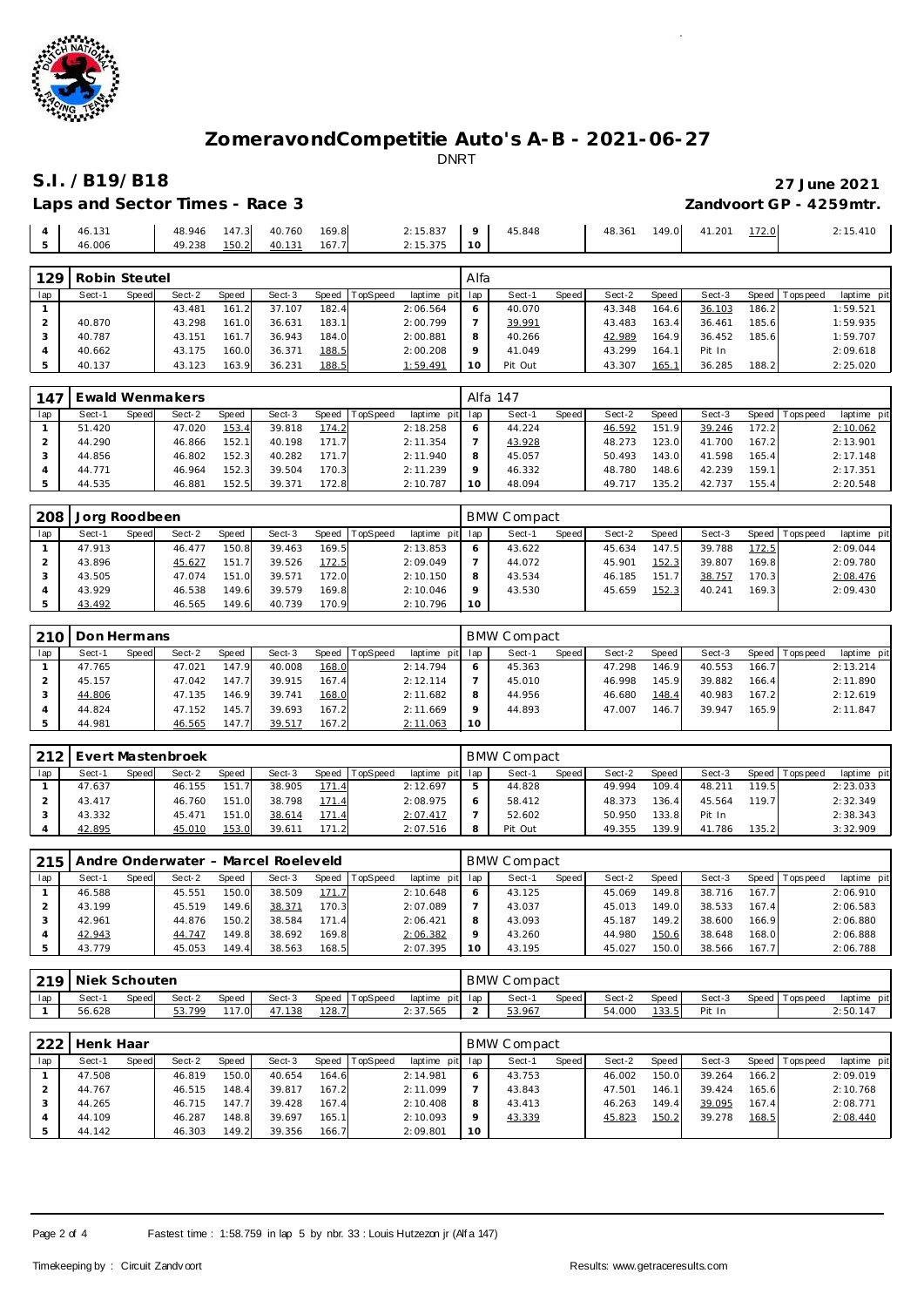# ZomeravondCompetitie Auto's A-B - 2021-06-27

DNRT

## S.I. /B19/B18

**27 June 2021**

**Laps and Sector Times - Race 3**

**Zandvoort GP - 4259mtr.**

| 4 | 46.131 | | 48.946 | 147.3 | 40.760 | 169.8 | | 2:15.837 | 9 | 45.848 | | 48.361 | 149.0 | 41.201 | 172.0 | | 2:15.410 |
|---|---|---|---|---|---|---|---|---|---|---|---|---|---|---|---|---|---|
| 5 | 46.006 | | 49.238 | 150.2 | 40.131 | 167.7 | | 2:15.375 | 10 | | | | | | | | |

| 129 | Robin Steutel | | | | | | | | Alfa | | | | | | | | |
|---|---|---|---|---|---|---|---|---|---|---|---|---|---|---|---|---|---|
| lap | Sect-1 | Speed | Sect-2 | Speed | Sect-3 | Speed | TopSpeed | laptime pit | lap | Sect-1 | Speed | Sect-2 | Speed | Sect-3 | Speed | Topspeed | laptime pit |
| 1 | | | 43.481 | 161.2 | 37.107 | 182.4 | | 2:06.564 | 6 | 40.070 | | 43.348 | 164.6 | 36.103 | 186.2 | | 1:59.521 |
| 2 | 40.870 | | 43.298 | 161.0 | 36.631 | 183.1 | | 2:00.799 | 7 | 39.991 | | 43.483 | 163.4 | 36.461 | 185.6 | | 1:59.935 |
| 3 | 40.787 | | 43.151 | 161.7 | 36.943 | 184.0 | | 2:00.881 | 8 | 40.266 | | 42.989 | 164.9 | 36.452 | 185.6 | | 1:59.707 |
| 4 | 40.662 | | 43.175 | 160.0 | 36.371 | 188.5 | | 2:00.208 | 9 | 41.049 | | 43.299 | 164.1 | Pit In | | | 2:09.618 |
| 5 | 40.137 | | 43.123 | 163.9 | 36.231 | 188.5 | | 1:59.491 | 10 | Pit Out | | 43.307 | 165.1 | 36.285 | 188.2 | | 2:25.020 |

| 147 | Ewald Wenmakers | | | | | | | | Alfa 147 | | | | | | | | |
|---|---|---|---|---|---|---|---|---|---|---|---|---|---|---|---|---|---|
| lap | Sect-1 | Speed | Sect-2 | Speed | Sect-3 | Speed | TopSpeed | laptime pit | lap | Sect-1 | Speed | Sect-2 | Speed | Sect-3 | Speed | Topspeed | laptime pit |
| 1 | 51.420 | | 47.020 | 153.4 | 39.818 | 174.2 | | 2:18.258 | 6 | 44.224 | | 46.592 | 151.9 | 39.246 | 172.2 | | 2:10.062 |
| 2 | 44.290 | | 46.866 | 152.1 | 40.198 | 171.7 | | 2:11.354 | 7 | 43.928 | | 48.273 | 123.0 | 41.700 | 167.2 | | 2:13.901 |
| 3 | 44.856 | | 46.802 | 152.3 | 40.282 | 171.7 | | 2:11.940 | 8 | 45.057 | | 50.493 | 143.0 | 41.598 | 165.4 | | 2:17.148 |
| 4 | 44.771 | | 46.964 | 152.3 | 39.504 | 170.3 | | 2:11.239 | 9 | 46.332 | | 48.780 | 148.6 | 42.239 | 159.1 | | 2:17.351 |
| 5 | 44.535 | | 46.881 | 152.5 | 39.371 | 172.8 | | 2:10.787 | 10 | 48.094 | | 49.717 | 135.2 | 42.737 | 155.4 | | 2:20.548 |

| 208 | Jorg Roodbeen | | | | | | | | BMW Compact | | | | | | | | |
|---|---|---|---|---|---|---|---|---|---|---|---|---|---|---|---|---|---|
| lap | Sect-1 | Speed | Sect-2 | Speed | Sect-3 | Speed | TopSpeed | laptime pit | lap | Sect-1 | Speed | Sect-2 | Speed | Sect-3 | Speed | Topspeed | laptime pit |
| 1 | 47.913 | | 46.477 | 150.8 | 39.463 | 169.5 | | 2:13.853 | 6 | 43.622 | | 45.634 | 147.5 | 39.788 | 172.5 | | 2:09.044 |
| 2 | 43.896 | | 45.627 | 151.7 | 39.526 | 172.5 | | 2:09.049 | 7 | 44.072 | | 45.901 | 152.3 | 39.807 | 169.8 | | 2:09.780 |
| 3 | 43.505 | | 47.074 | 151.0 | 39.571 | 172.0 | | 2:10.150 | 8 | 43.534 | | 46.185 | 151.7 | 38.757 | 170.3 | | 2:08.476 |
| 4 | 43.929 | | 46.538 | 149.6 | 39.579 | 169.8 | | 2:10.046 | 9 | 43.530 | | 45.659 | 152.3 | 40.241 | 169.3 | | 2:09.430 |
| 5 | 43.492 | | 46.565 | 149.6 | 40.739 | 170.9 | | 2:10.796 | 10 | | | | | | | | |

| 210 | Don Hermans | | | | | | | | BMW Compact | | | | | | | | |
|---|---|---|---|---|---|---|---|---|---|---|---|---|---|---|---|---|---|
| lap | Sect-1 | Speed | Sect-2 | Speed | Sect-3 | Speed | TopSpeed | laptime pit | lap | Sect-1 | Speed | Sect-2 | Speed | Sect-3 | Speed | Topspeed | laptime pit |
| 1 | 47.765 | | 47.021 | 147.9 | 40.008 | 168.0 | | 2:14.794 | 6 | 45.363 | | 47.298 | 146.9 | 40.553 | 166.7 | | 2:13.214 |
| 2 | 45.157 | | 47.042 | 147.7 | 39.915 | 167.4 | | 2:12.114 | 7 | 45.010 | | 46.998 | 145.9 | 39.882 | 166.4 | | 2:11.890 |
| 3 | 44.806 | | 47.135 | 146.9 | 39.741 | 168.0 | | 2:11.682 | 8 | 44.956 | | 46.680 | 148.4 | 40.983 | 167.2 | | 2:12.619 |
| 4 | 44.824 | | 47.152 | 145.7 | 39.693 | 167.2 | | 2:11.669 | 9 | 44.893 | | 47.007 | 146.7 | 39.947 | 165.9 | | 2:11.847 |
| 5 | 44.981 | | 46.565 | 147.7 | 39.517 | 167.2 | | 2:11.063 | 10 | | | | | | | | |

| 212 | Evert Mastenbroek | | | | | | | | BMW Compact | | | | | | | | |
|---|---|---|---|---|---|---|---|---|---|---|---|---|---|---|---|---|---|
| lap | Sect-1 | Speed | Sect-2 | Speed | Sect-3 | Speed | TopSpeed | laptime pit | lap | Sect-1 | Speed | Sect-2 | Speed | Sect-3 | Speed | Topspeed | laptime pit |
| 1 | 47.637 | | 46.155 | 151.7 | 38.905 | 171.4 | | 2:12.697 | 5 | 44.828 | | 49.994 | 109.4 | 48.211 | 119.5 | | 2:23.033 |
| 2 | 43.417 | | 46.760 | 151.0 | 38.798 | 171.4 | | 2:08.975 | 6 | 58.412 | | 48.373 | 136.4 | 45.564 | 119.7 | | 2:32.349 |
| 3 | 43.332 | | 45.471 | 151.0 | 38.614 | 171.4 | | 2:07.417 | 7 | 52.602 | | 50.950 | 133.8 | Pit In | | | 2:38.343 |
| 4 | 42.895 | | 45.010 | 153.0 | 39.611 | 171.2 | | 2:07.516 | 8 | Pit Out | | 49.355 | 139.9 | 41.786 | 135.2 | | 3:32.909 |

| 215 | Andre Onderwater - Marcel Roeleveld | | | | | | | | BMW Compact | | | | | | | | |
|---|---|---|---|---|---|---|---|---|---|---|---|---|---|---|---|---|---|
| lap | Sect-1 | Speed | Sect-2 | Speed | Sect-3 | Speed | TopSpeed | laptime pit | lap | Sect-1 | Speed | Sect-2 | Speed | Sect-3 | Speed | Topspeed | laptime pit |
| 1 | 46.588 | | 45.551 | 150.0 | 38.509 | 171.7 | | 2:10.648 | 6 | 43.125 | | 45.069 | 149.8 | 38.716 | 167.7 | | 2:06.910 |
| 2 | 43.199 | | 45.519 | 149.6 | 38.371 | 170.3 | | 2:07.089 | 7 | 43.037 | | 45.013 | 149.0 | 38.533 | 167.4 | | 2:06.583 |
| 3 | 42.961 | | 44.876 | 150.2 | 38.584 | 171.4 | | 2:06.421 | 8 | 43.093 | | 45.187 | 149.2 | 38.600 | 166.9 | | 2:06.880 |
| 4 | 42.943 | | 44.747 | 149.8 | 38.692 | 169.8 | | 2:06.382 | 9 | 43.260 | | 44.980 | 150.6 | 38.648 | 168.0 | | 2:06.888 |
| 5 | 43.779 | | 45.053 | 149.4 | 38.563 | 168.5 | | 2:07.395 | 10 | 43.195 | | 45.027 | 150.0 | 38.566 | 167.7 | | 2:06.788 |

| 219 | Niek Schouten | | | | | | | | BMW Compact | | | | | | | | |
|---|---|---|---|---|---|---|---|---|---|---|---|---|---|---|---|---|---|
| lap | Sect-1 | Speed | Sect-2 | Speed | Sect-3 | Speed | TopSpeed | laptime pit | lap | Sect-1 | Speed | Sect-2 | Speed | Sect-3 | Speed | Topspeed | laptime pit |
| 1 | 56.628 | | 53.799 | 117.0 | 47.138 | 128.7 | | 2:37.565 | 2 | 53.967 | | 54.000 | 133.5 | Pit In | | | 2:50.147 |

| 222 | Henk Haar | | | | | | | | BMW Compact | | | | | | | | |
|---|---|---|---|---|---|---|---|---|---|---|---|---|---|---|---|---|---|
| lap | Sect-1 | Speed | Sect-2 | Speed | Sect-3 | Speed | TopSpeed | laptime pit | lap | Sect-1 | Speed | Sect-2 | Speed | Sect-3 | Speed | Topspeed | laptime pit |
| 1 | 47.508 | | 46.819 | 150.0 | 40.654 | 164.6 | | 2:14.981 | 6 | 43.753 | | 46.002 | 150.0 | 39.264 | 166.2 | | 2:09.019 |
| 2 | 44.767 | | 46.515 | 148.4 | 39.817 | 167.2 | | 2:11.099 | 7 | 43.843 | | 47.501 | 146.1 | 39.424 | 165.6 | | 2:10.768 |
| 3 | 44.265 | | 46.715 | 147.7 | 39.428 | 167.4 | | 2:10.408 | 8 | 43.413 | | 46.263 | 149.4 | 39.095 | 167.4 | | 2:08.771 |
| 4 | 44.109 | | 46.287 | 148.8 | 39.697 | 165.1 | | 2:10.093 | 9 | 43.339 | | 45.823 | 150.2 | 39.278 | 168.5 | | 2:08.440 |
| 5 | 44.142 | | 46.303 | 149.2 | 39.356 | 166.7 | | 2:09.801 | 10 | | | | | | | | |

Fastest time : 1:58.759 in lap 5 by nbr. 33 : Louis Hutzezon jr (Alfa 147)

Timekeeping by : Circuit Zandvoort

Results: www.getraceresults.com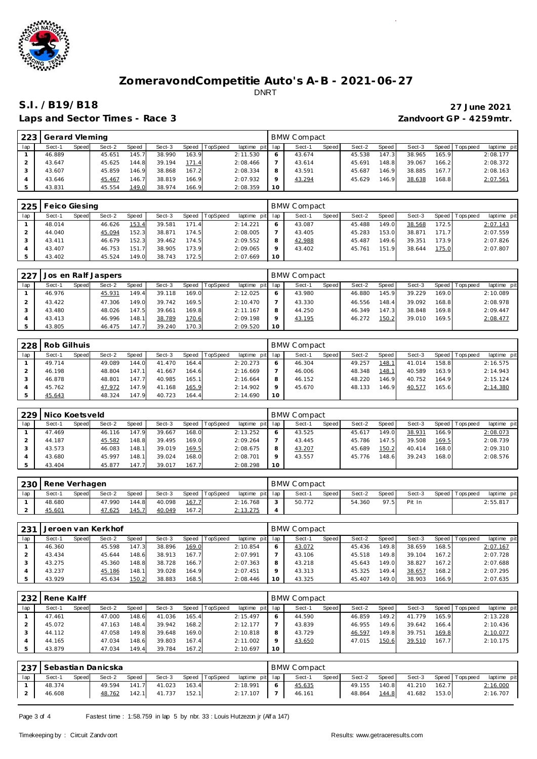# ZomeravondCompetitie Auto's A-B - 2021-06-27

DNRT

## S.I. / B19/B18

**27 June 2021**

**Laps and Sector Times - Race 3**

**Zandvoort GP - 4259mtr.**

| 223 | Gerard Vleming | | | | | | | | BMW Compact | | | | | | | | |
|---|---|---|---|---|---|---|---|---|---|---|---|---|---|---|---|---|---|
| lap | Sect-1 | Speed | Sect-2 | Speed | Sect-3 | Speed | TopSpeed | laptime pit | lap | Sect-1 | Speed | Sect-2 | Speed | Sect-3 | Speed | Topspeed | laptime pit |
| 1 | 46.889 | | 45.651 | 145.7 | 38.990 | 163.9 | | 2:11.530 | 6 | 43.674 | | 45.538 | 147.3 | 38.965 | 165.9 | | 2:08.177 |
| 2 | 43.647 | | 45.625 | 144.8 | 39.194 | 171.4 | | 2:08.466 | 7 | 43.614 | | 45.691 | 148.8 | 39.067 | 166.2 | | 2:08.372 |
| 3 | 43.607 | | 45.859 | 146.9 | 38.868 | 167.2 | | 2:08.334 | 8 | 43.591 | | 45.687 | 146.9 | 38.885 | 167.7 | | 2:08.163 |
| 4 | 43.646 | | 45.467 | 146.7 | 38.819 | 166.9 | | 2:07.932 | 9 | 43.294 | | 45.629 | 146.9 | 38.638 | 168.8 | | 2:07.561 |
| 5 | 43.831 | | 45.554 | 149.0 | 38.974 | 166.9 | | 2:08.359 | 10 | | | | | | | | |

| 225 | Feico Giesing | | | | | | | | BMW Compact | | | | | | | | |
|---|---|---|---|---|---|---|---|---|---|---|---|---|---|---|---|---|---|
| lap | Sect-1 | Speed | Sect-2 | Speed | Sect-3 | Speed | TopSpeed | laptime pit | lap | Sect-1 | Speed | Sect-2 | Speed | Sect-3 | Speed | Topspeed | laptime pit |
| 1 | 48.014 | | 46.626 | 153.4 | 39.581 | 171.4 | | 2:14.221 | 6 | 43.087 | | 45.488 | 149.0 | 38.568 | 172.5 | | 2:07.143 |
| 2 | 44.040 | | 45.094 | 152.3 | 38.871 | 174.5 | | 2:08.005 | 7 | 43.405 | | 45.283 | 153.0 | 38.871 | 171.7 | | 2:07.559 |
| 3 | 43.411 | | 46.679 | 152.3 | 39.462 | 174.5 | | 2:09.552 | 8 | 42.988 | | 45.487 | 149.6 | 39.351 | 173.9 | | 2:07.826 |
| 4 | 43.407 | | 46.753 | 151.7 | 38.905 | 173.9 | | 2:09.065 | 9 | 43.402 | | 45.761 | 151.9 | 38.644 | 175.0 | | 2:07.807 |
| 5 | 43.402 | | 45.524 | 149.0 | 38.743 | 172.5 | | 2:07.669 | 10 | | | | | | | | |

| 227 | Jos en Ralf Jaspers | | | | | | | | BMW Compact | | | | | | | | |
|---|---|---|---|---|---|---|---|---|---|---|---|---|---|---|---|---|---|
| lap | Sect-1 | Speed | Sect-2 | Speed | Sect-3 | Speed | TopSpeed | laptime pit | lap | Sect-1 | Speed | Sect-2 | Speed | Sect-3 | Speed | Topspeed | laptime pit |
| 1 | 46.976 | | 45.931 | 149.4 | 39.118 | 169.0 | | 2:12.025 | 6 | 43.980 | | 46.880 | 145.9 | 39.229 | 169.0 | | 2:10.089 |
| 2 | 43.422 | | 47.306 | 149.0 | 39.742 | 169.5 | | 2:10.470 | 7 | 43.330 | | 46.556 | 148.4 | 39.092 | 168.8 | | 2:08.978 |
| 3 | 43.480 | | 48.026 | 147.5 | 39.661 | 169.8 | | 2:11.167 | 8 | 44.250 | | 46.349 | 147.3 | 38.848 | 169.8 | | 2:09.447 |
| 4 | 43.413 | | 46.996 | 148.1 | 38.789 | 170.6 | | 2:09.198 | 9 | 43.195 | | 46.272 | 150.2 | 39.010 | 169.5 | | 2:08.477 |
| 5 | 43.805 | | 46.475 | 147.7 | 39.240 | 170.3 | | 2:09.520 | 10 | | | | | | | | |

| 228 | Rob Gilhuis | | | | | | | | BMW Compact | | | | | | | | |
|---|---|---|---|---|---|---|---|---|---|---|---|---|---|---|---|---|---|
| lap | Sect-1 | Speed | Sect-2 | Speed | Sect-3 | Speed | TopSpeed | laptime pit | lap | Sect-1 | Speed | Sect-2 | Speed | Sect-3 | Speed | Topspeed | laptime pit |
| 1 | 49.714 | | 49.089 | 144.0 | 41.470 | 164.4 | | 2:20.273 | 6 | 46.304 | | 49.257 | 148.1 | 41.014 | 158.8 | | 2:16.575 |
| 2 | 46.198 | | 48.804 | 147.1 | 41.667 | 164.6 | | 2:16.669 | 7 | 46.006 | | 48.348 | 148.1 | 40.589 | 163.9 | | 2:14.943 |
| 3 | 46.878 | | 48.801 | 147.7 | 40.985 | 165.1 | | 2:16.664 | 8 | 46.152 | | 48.220 | 146.9 | 40.752 | 164.9 | | 2:15.124 |
| 4 | 45.762 | | 47.972 | 147.9 | 41.168 | 165.9 | | 2:14.902 | 9 | 45.670 | | 48.133 | 146.9 | 40.577 | 165.6 | | 2:14.380 |
| 5 | 45.643 | | 48.324 | 147.9 | 40.723 | 164.4 | | 2:14.690 | 10 | | | | | | | | |

| 229 | Nico Koetsveld | | | | | | | | BMW Compact | | | | | | | | |
|---|---|---|---|---|---|---|---|---|---|---|---|---|---|---|---|---|---|
| lap | Sect-1 | Speed | Sect-2 | Speed | Sect-3 | Speed | TopSpeed | laptime pit | lap | Sect-1 | Speed | Sect-2 | Speed | Sect-3 | Speed | Topspeed | laptime pit |
| 1 | 47.469 | | 46.116 | 147.9 | 39.667 | 168.0 | | 2:13.252 | 6 | 43.525 | | 45.617 | 149.0 | 38.931 | 166.9 | | 2:08.073 |
| 2 | 44.187 | | 45.582 | 148.8 | 39.495 | 169.0 | | 2:09.264 | 7 | 43.445 | | 45.786 | 147.5 | 39.508 | 169.5 | | 2:08.739 |
| 3 | 43.573 | | 46.083 | 148.1 | 39.019 | 169.5 | | 2:08.675 | 8 | 43.207 | | 45.689 | 150.2 | 40.414 | 168.0 | | 2:09.310 |
| 4 | 43.680 | | 45.997 | 148.1 | 39.024 | 168.0 | | 2:08.701 | 9 | 43.557 | | 45.776 | 148.6 | 39.243 | 168.0 | | 2:08.576 |
| 5 | 43.404 | | 45.877 | 147.7 | 39.017 | 167.7 | | 2:08.298 | 10 | | | | | | | | |

| 230 | Rene Verhagen | | | | | | | | BMW Compact | | | | | | | | |
|---|---|---|---|---|---|---|---|---|---|---|---|---|---|---|---|---|---|
| lap | Sect-1 | Speed | Sect-2 | Speed | Sect-3 | Speed | TopSpeed | laptime pit | lap | Sect-1 | Speed | Sect-2 | Speed | Sect-3 | Speed | Topspeed | laptime pit |
| 1 | 48.680 | | 47.990 | 144.8 | 40.098 | 167.7 | | 2:16.768 | 3 | 50.772 | | 54.360 | 97.5 | Pit In | | | 2:55.817 |
| 2 | 45.601 | | 47.625 | 145.7 | 40.049 | 167.2 | | 2:13.275 | 4 | | | | | | | | |

| 231 | Jeroen van Kerkhof | | | | | | | | BMW Compact | | | | | | | | |
|---|---|---|---|---|---|---|---|---|---|---|---|---|---|---|---|---|---|
| lap | Sect-1 | Speed | Sect-2 | Speed | Sect-3 | Speed | TopSpeed | laptime pit | lap | Sect-1 | Speed | Sect-2 | Speed | Sect-3 | Speed | Topspeed | laptime pit |
| 1 | 46.360 | | 45.598 | 147.3 | 38.896 | 169.0 | | 2:10.854 | 6 | 43.072 | | 45.436 | 149.8 | 38.659 | 168.5 | | 2:07.167 |
| 2 | 43.434 | | 45.644 | 148.6 | 38.913 | 167.7 | | 2:07.991 | 7 | 43.106 | | 45.518 | 149.8 | 39.104 | 167.2 | | 2:07.728 |
| 3 | 43.275 | | 45.360 | 148.8 | 38.728 | 166.7 | | 2:07.363 | 8 | 43.218 | | 45.643 | 149.0 | 38.827 | 167.2 | | 2:07.688 |
| 4 | 43.237 | | 45.186 | 148.1 | 39.028 | 164.9 | | 2:07.451 | 9 | 43.313 | | 45.325 | 149.4 | 38.657 | 168.2 | | 2:07.295 |
| 5 | 43.929 | | 45.634 | 150.2 | 38.883 | 168.5 | | 2:08.446 | 10 | 43.325 | | 45.407 | 149.0 | 38.903 | 166.9 | | 2:07.635 |

| 232 | Rene Kalff | | | | | | | | BMW Compact | | | | | | | | |
|---|---|---|---|---|---|---|---|---|---|---|---|---|---|---|---|---|---|
| lap | Sect-1 | Speed | Sect-2 | Speed | Sect-3 | Speed | TopSpeed | laptime pit | lap | Sect-1 | Speed | Sect-2 | Speed | Sect-3 | Speed | Topspeed | laptime pit |
| 1 | 47.461 | | 47.000 | 148.6 | 41.036 | 165.4 | | 2:15.497 | 6 | 44.590 | | 46.859 | 149.2 | 41.779 | 165.9 | | 2:13.228 |
| 2 | 45.072 | | 47.163 | 148.4 | 39.942 | 168.2 | | 2:12.177 | 7 | 43.839 | | 46.955 | 149.6 | 39.642 | 166.4 | | 2:10.436 |
| 3 | 44.112 | | 47.058 | 149.8 | 39.648 | 169.0 | | 2:10.818 | 8 | 43.729 | | 46.597 | 149.8 | 39.751 | 169.8 | | 2:10.077 |
| 4 | 44.165 | | 47.034 | 148.6 | 39.803 | 167.4 | | 2:11.002 | 9 | 43.650 | | 47.015 | 150.6 | 39.510 | 167.7 | | 2:10.175 |
| 5 | 43.879 | | 47.034 | 149.4 | 39.784 | 167.2 | | 2:10.697 | 10 | | | | | | | | |

| 237 | Sebastian Danicska | | | | | | | | BMW Compact | | | | | | | | |
|---|---|---|---|---|---|---|---|---|---|---|---|---|---|---|---|---|---|
| lap | Sect-1 | Speed | Sect-2 | Speed | Sect-3 | Speed | TopSpeed | laptime pit | lap | Sect-1 | Speed | Sect-2 | Speed | Sect-3 | Speed | Topspeed | laptime pit |
| 1 | 48.374 | | 49.594 | 141.7 | 41.023 | 163.4 | | 2:18.991 | 6 | 45.635 | | 49.155 | 140.8 | 41.210 | 162.7 | | 2:16.000 |
| 2 | 46.608 | | 48.762 | 142.1 | 41.737 | 152.1 | | 2:17.107 | 7 | 46.161 | | 48.864 | 144.8 | 41.682 | 153.0 | | 2:16.707 |

Fastest time : 1:58.759 in lap 5 by nbr. 33 : Louis Hutzezon jr (Alfa 147)

Timekeeping by : Circuit Zandvoort

Results: www.getraceresults.com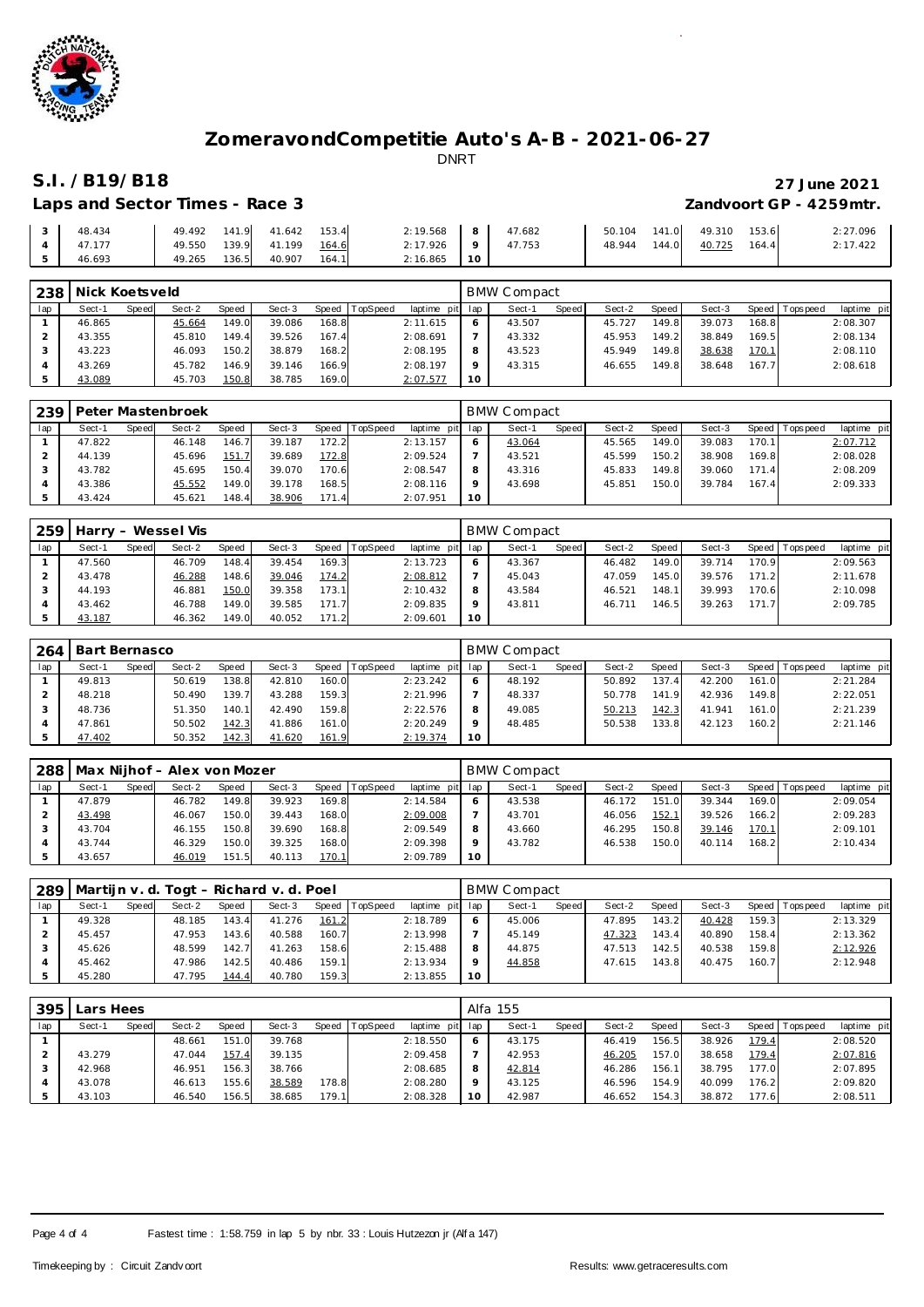# ZomeravondCompetitie Auto's A-B - 2021-06-27

DNRT

## S.I. /B19/B18

27 June 2021

Laps and Sector Times - Race 3

Zandvoort GP - 4259mtr.

| | | | | | | | | | | | | | | | | | | |
|---|---|---|---|---|---|---|---|---|---|---|---|---|---|---|---|---|---|---|
| 3 | 48.434 | | 49.492 | 141.9 | 41.642 | 153.4 | | 2:19.568 | 8 | 47.682 | | 50.104 | 141.0 | 49.310 | 153.6 | | 2:27.096 |
| 4 | 47.177 | | 49.550 | 139.9 | 41.199 | 164.6 | | 2:17.926 | 9 | 47.753 | | 48.944 | 144.0 | 40.725 | 164.4 | | 2:17.422 |
| 5 | 46.693 | | 49.265 | 136.5 | 40.907 | 164.1 | | 2:16.865 | 10 | | | | | | | | |

### 238 Nick Koetsveld — BMW Compact

| lap | Sect-1 | Speed | Sect-2 | Speed | Sect-3 | Speed | TopSpeed | laptime pit | lap | Sect-1 | Speed | Sect-2 | Speed | Sect-3 | Speed | Topspeed | laptime pit |
|---|---|---|---|---|---|---|---|---|---|---|---|---|---|---|---|---|---|
| 1 | 46.865 | | 45.664 | 149.0 | 39.086 | 168.8 | | 2:11.615 | 6 | 43.507 | | 45.727 | 149.8 | 39.073 | 168.8 | | 2:08.307 |
| 2 | 43.355 | | 45.810 | 149.4 | 39.526 | 167.4 | | 2:08.691 | 7 | 43.332 | | 45.953 | 149.2 | 38.849 | 169.5 | | 2:08.134 |
| 3 | 43.223 | | 46.093 | 150.2 | 38.879 | 168.2 | | 2:08.195 | 8 | 43.523 | | 45.949 | 149.8 | 38.638 | 170.1 | | 2:08.110 |
| 4 | 43.269 | | 45.782 | 146.9 | 39.146 | 166.9 | | 2:08.197 | 9 | 43.315 | | 46.655 | 149.8 | 38.648 | 167.7 | | 2:08.618 |
| 5 | 43.089 | | 45.703 | 150.8 | 38.785 | 169.0 | | 2:07.577 | 10 | | | | | | | | |

### 239 Peter Mastenbroek — BMW Compact

| lap | Sect-1 | Speed | Sect-2 | Speed | Sect-3 | Speed | TopSpeed | laptime pit | lap | Sect-1 | Speed | Sect-2 | Speed | Sect-3 | Speed | Topspeed | laptime pit |
|---|---|---|---|---|---|---|---|---|---|---|---|---|---|---|---|---|---|
| 1 | 47.822 | | 46.148 | 146.7 | 39.187 | 172.2 | | 2:13.157 | 6 | 43.064 | | 45.565 | 149.0 | 39.083 | 170.1 | | 2:07.712 |
| 2 | 44.139 | | 45.696 | 151.7 | 39.689 | 172.8 | | 2:09.524 | 7 | 43.521 | | 45.599 | 150.2 | 38.908 | 169.8 | | 2:08.028 |
| 3 | 43.782 | | 45.695 | 150.4 | 39.070 | 170.6 | | 2:08.547 | 8 | 43.316 | | 45.833 | 149.8 | 39.060 | 171.4 | | 2:08.209 |
| 4 | 43.386 | | 45.552 | 149.0 | 39.178 | 168.5 | | 2:08.116 | 9 | 43.698 | | 45.851 | 150.0 | 39.784 | 167.4 | | 2:09.333 |
| 5 | 43.424 | | 45.621 | 148.4 | 38.906 | 171.4 | | 2:07.951 | 10 | | | | | | | | |

### 259 Harry – Wessel Vis — BMW Compact

| lap | Sect-1 | Speed | Sect-2 | Speed | Sect-3 | Speed | TopSpeed | laptime pit | lap | Sect-1 | Speed | Sect-2 | Speed | Sect-3 | Speed | Topspeed | laptime pit |
|---|---|---|---|---|---|---|---|---|---|---|---|---|---|---|---|---|---|
| 1 | 47.560 | | 46.709 | 148.4 | 39.454 | 169.3 | | 2:13.723 | 6 | 43.367 | | 46.482 | 149.0 | 39.714 | 170.9 | | 2:09.563 |
| 2 | 43.478 | | 46.288 | 148.6 | 39.046 | 174.2 | | 2:08.812 | 7 | 45.043 | | 47.059 | 145.0 | 39.576 | 171.2 | | 2:11.678 |
| 3 | 44.193 | | 46.881 | 150.0 | 39.358 | 173.1 | | 2:10.432 | 8 | 43.584 | | 46.521 | 148.1 | 39.993 | 170.6 | | 2:10.098 |
| 4 | 43.462 | | 46.788 | 149.0 | 39.585 | 171.7 | | 2:09.835 | 9 | 43.811 | | 46.711 | 146.5 | 39.263 | 171.7 | | 2:09.785 |
| 5 | 43.187 | | 46.362 | 149.0 | 40.052 | 171.2 | | 2:09.601 | 10 | | | | | | | | |

### 264 Bart Bernasco — BMW Compact

| lap | Sect-1 | Speed | Sect-2 | Speed | Sect-3 | Speed | TopSpeed | laptime pit | lap | Sect-1 | Speed | Sect-2 | Speed | Sect-3 | Speed | Topspeed | laptime pit |
|---|---|---|---|---|---|---|---|---|---|---|---|---|---|---|---|---|---|
| 1 | 49.813 | | 50.619 | 138.8 | 42.810 | 160.0 | | 2:23.242 | 6 | 48.192 | | 50.892 | 137.4 | 42.200 | 161.0 | | 2:21.284 |
| 2 | 48.218 | | 50.490 | 139.7 | 43.288 | 159.3 | | 2:21.996 | 7 | 48.337 | | 50.778 | 141.9 | 42.936 | 149.8 | | 2:22.051 |
| 3 | 48.736 | | 51.350 | 140.1 | 42.490 | 159.8 | | 2:22.576 | 8 | 49.085 | | 50.213 | 142.3 | 41.941 | 161.0 | | 2:21.239 |
| 4 | 47.861 | | 50.502 | 142.3 | 41.886 | 161.0 | | 2:20.249 | 9 | 48.485 | | 50.538 | 133.8 | 42.123 | 160.2 | | 2:21.146 |
| 5 | 47.402 | | 50.352 | 142.3 | 41.620 | 161.9 | | 2:19.374 | 10 | | | | | | | | |

### 288 Max Nijhof – Alex von Mozer — BMW Compact

| lap | Sect-1 | Speed | Sect-2 | Speed | Sect-3 | Speed | TopSpeed | laptime pit | lap | Sect-1 | Speed | Sect-2 | Speed | Sect-3 | Speed | Topspeed | laptime pit |
|---|---|---|---|---|---|---|---|---|---|---|---|---|---|---|---|---|---|
| 1 | 47.879 | | 46.782 | 149.8 | 39.923 | 169.8 | | 2:14.584 | 6 | 43.538 | | 46.172 | 151.0 | 39.344 | 169.0 | | 2:09.054 |
| 2 | 43.498 | | 46.067 | 150.0 | 39.443 | 168.0 | | 2:09.008 | 7 | 43.701 | | 46.056 | 152.1 | 39.526 | 166.2 | | 2:09.283 |
| 3 | 43.704 | | 46.155 | 150.8 | 39.690 | 168.8 | | 2:09.549 | 8 | 43.660 | | 46.295 | 150.8 | 39.146 | 170.1 | | 2:09.101 |
| 4 | 43.744 | | 46.329 | 150.0 | 39.325 | 168.0 | | 2:09.398 | 9 | 43.782 | | 46.538 | 150.0 | 40.114 | 168.2 | | 2:10.434 |
| 5 | 43.657 | | 46.019 | 151.5 | 40.113 | 170.1 | | 2:09.789 | 10 | | | | | | | | |

### 289 Martijn v. d. Togt – Richard v. d. Poel — BMW Compact

| lap | Sect-1 | Speed | Sect-2 | Speed | Sect-3 | Speed | TopSpeed | laptime pit | lap | Sect-1 | Speed | Sect-2 | Speed | Sect-3 | Speed | Topspeed | laptime pit |
|---|---|---|---|---|---|---|---|---|---|---|---|---|---|---|---|---|---|
| 1 | 49.328 | | 48.185 | 143.4 | 41.276 | 161.2 | | 2:18.789 | 6 | 45.006 | | 47.895 | 143.2 | 40.428 | 159.3 | | 2:13.329 |
| 2 | 45.457 | | 47.953 | 143.6 | 40.588 | 160.7 | | 2:13.998 | 7 | 45.149 | | 47.323 | 143.4 | 40.890 | 158.4 | | 2:13.362 |
| 3 | 45.626 | | 48.599 | 142.7 | 41.263 | 158.6 | | 2:15.488 | 8 | 44.875 | | 47.513 | 142.5 | 40.538 | 159.8 | | 2:12.926 |
| 4 | 45.462 | | 47.986 | 142.5 | 40.486 | 159.1 | | 2:13.934 | 9 | 44.858 | | 47.615 | 143.8 | 40.475 | 160.7 | | 2:12.948 |
| 5 | 45.280 | | 47.795 | 144.4 | 40.780 | 159.3 | | 2:13.855 | 10 | | | | | | | | |

### 395 Lars Hees — Alfa 155

| lap | Sect-1 | Speed | Sect-2 | Speed | Sect-3 | Speed | TopSpeed | laptime pit | lap | Sect-1 | Speed | Sect-2 | Speed | Sect-3 | Speed | Topspeed | laptime pit |
|---|---|---|---|---|---|---|---|---|---|---|---|---|---|---|---|---|---|
| 1 | | | 48.661 | 151.0 | 39.768 | | | 2:18.550 | 6 | 43.175 | | 46.419 | 156.5 | 38.926 | 179.4 | | 2:08.520 |
| 2 | 43.279 | | 47.044 | 157.4 | 39.135 | | | 2:09.458 | 7 | 42.953 | | 46.205 | 157.0 | 38.658 | 179.4 | | 2:07.816 |
| 3 | 42.968 | | 46.951 | 156.3 | 38.766 | | | 2:08.685 | 8 | 42.814 | | 46.286 | 156.1 | 38.795 | 177.0 | | 2:07.895 |
| 4 | 43.078 | | 46.613 | 155.6 | 38.589 | 178.8 | | 2:08.280 | 9 | 43.125 | | 46.596 | 154.9 | 40.099 | 176.2 | | 2:09.820 |
| 5 | 43.103 | | 46.540 | 156.5 | 38.685 | 179.1 | | 2:08.328 | 10 | 42.987 | | 46.652 | 154.3 | 38.872 | 177.6 | | 2:08.511 |

Fastest time : 1:58.759 in lap 5 by nbr. 33 : Louis Hutzezon jr (Alfa 147)

Timekeeping by : Circuit Zandvoort

Results: www.getraceresults.com